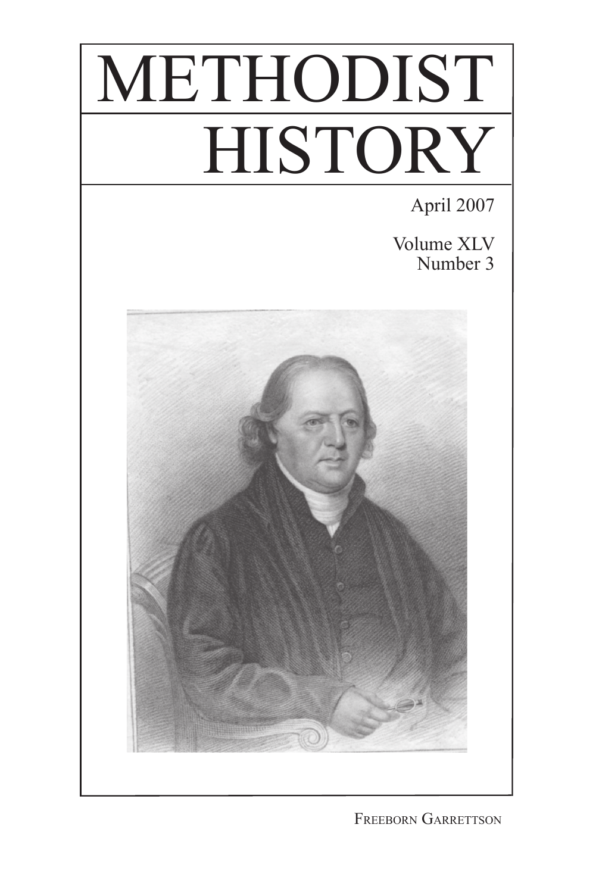# METHODIST HISTORY

April 2007

Volume XLV
Number 3

FREEBORN GARRETTSON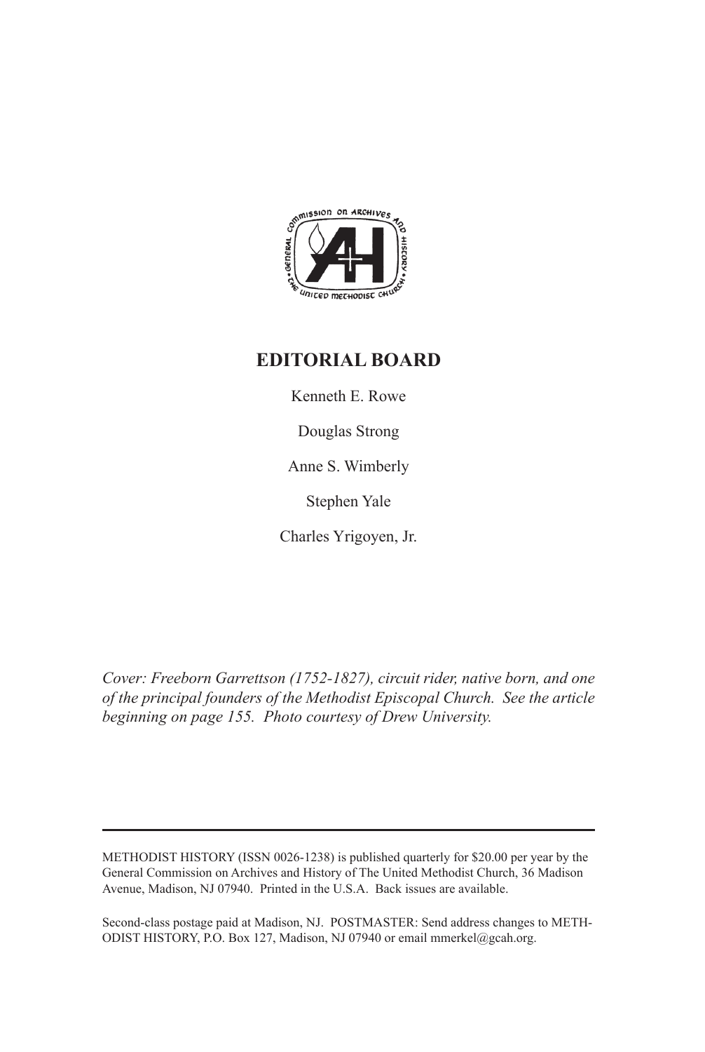## EDITORIAL BOARD

Kenneth E. Rowe

Douglas Strong

Anne S. Wimberly

Stephen Yale

Charles Yrigoyen, Jr.

*Cover: Freeborn Garrettson (1752-1827), circuit rider, native born, and one of the principal founders of the Methodist Episcopal Church. See the article beginning on page 155. Photo courtesy of Drew University.*

---

METHODIST HISTORY (ISSN 0026-1238) is published quarterly for $20.00 per year by the General Commission on Archives and History of The United Methodist Church, 36 Madison Avenue, Madison, NJ 07940. Printed in the U.S.A. Back issues are available.

Second-class postage paid at Madison, NJ. POSTMASTER: Send address changes to METHODIST HISTORY, P.O. Box 127, Madison, NJ 07940 or email mmerkel@gcah.org.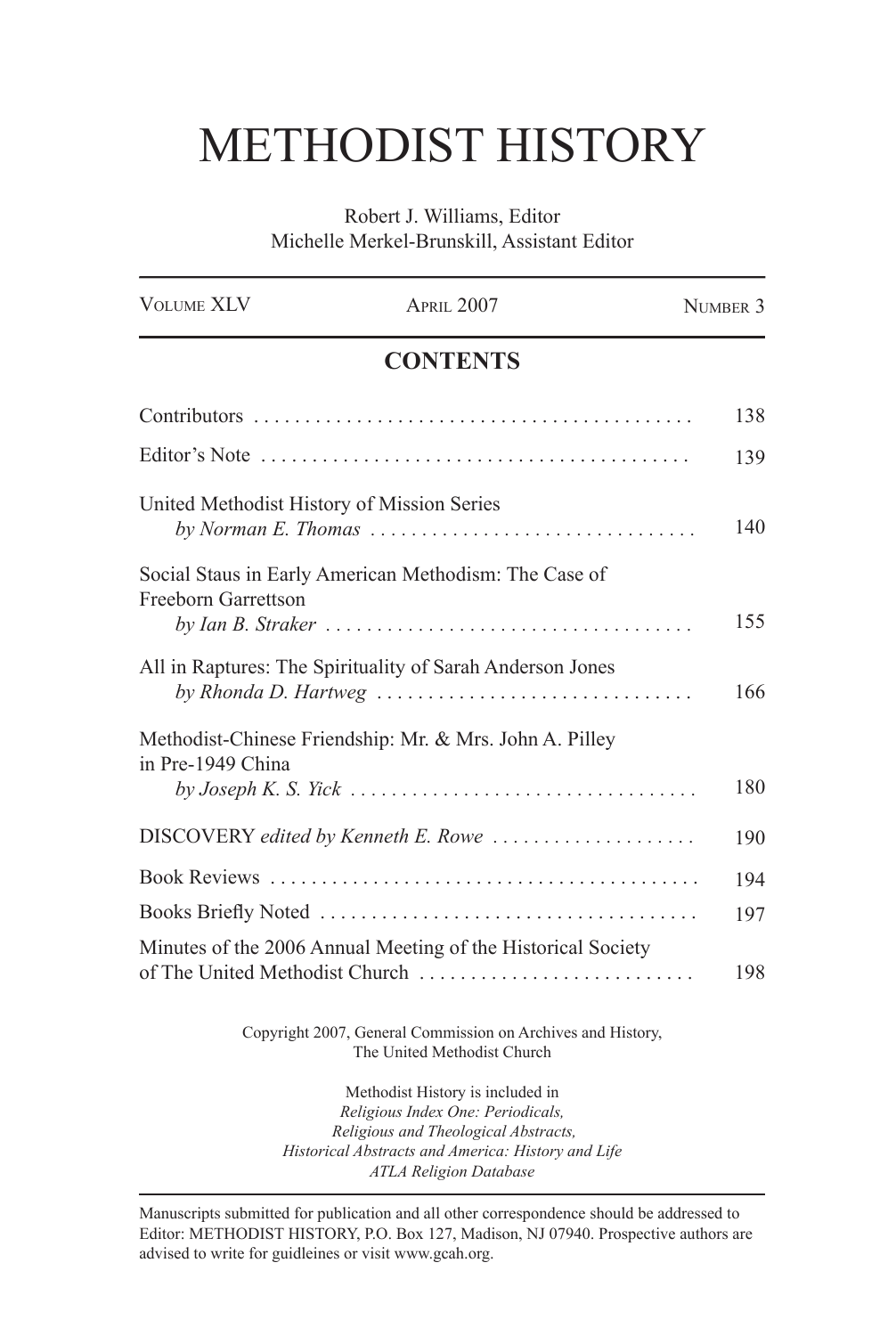# METHODIST HISTORY

Robert J. Williams, Editor
Michelle Merkel-Brunskill, Assistant Editor

| Volume XLV | April 2007 | Number 3 |
|---|---|---|

## CONTENTS

| | |
|---|---|
| Contributors | 138 |
| Editor's Note | 139 |
| United Methodist History of Mission Series *by Norman E. Thomas* | 140 |
| Social Staus in Early American Methodism: The Case of Freeborn Garrettson *by Ian B. Straker* | 155 |
| All in Raptures: The Spirituality of Sarah Anderson Jones *by Rhonda D. Hartweg* | 166 |
| Methodist-Chinese Friendship: Mr. & Mrs. John A. Pilley in Pre-1949 China *by Joseph K. S. Yick* | 180 |
| DISCOVERY *edited by Kenneth E. Rowe* | 190 |
| Book Reviews | 194 |
| Books Briefly Noted | 197 |
| Minutes of the 2006 Annual Meeting of the Historical Society of The United Methodist Church | 198 |

Copyright 2007, General Commission on Archives and History,
The United Methodist Church

Methodist History is included in
*Religious Index One: Periodicals,*
*Religious and Theological Abstracts,*
*Historical Abstracts and America: History and Life*
*ATLA Religion Database*

Manuscripts submitted for publication and all other correspondence should be addressed to Editor: METHODIST HISTORY, P.O. Box 127, Madison, NJ 07940. Prospective authors are advised to write for guidleines or visit www.gcah.org.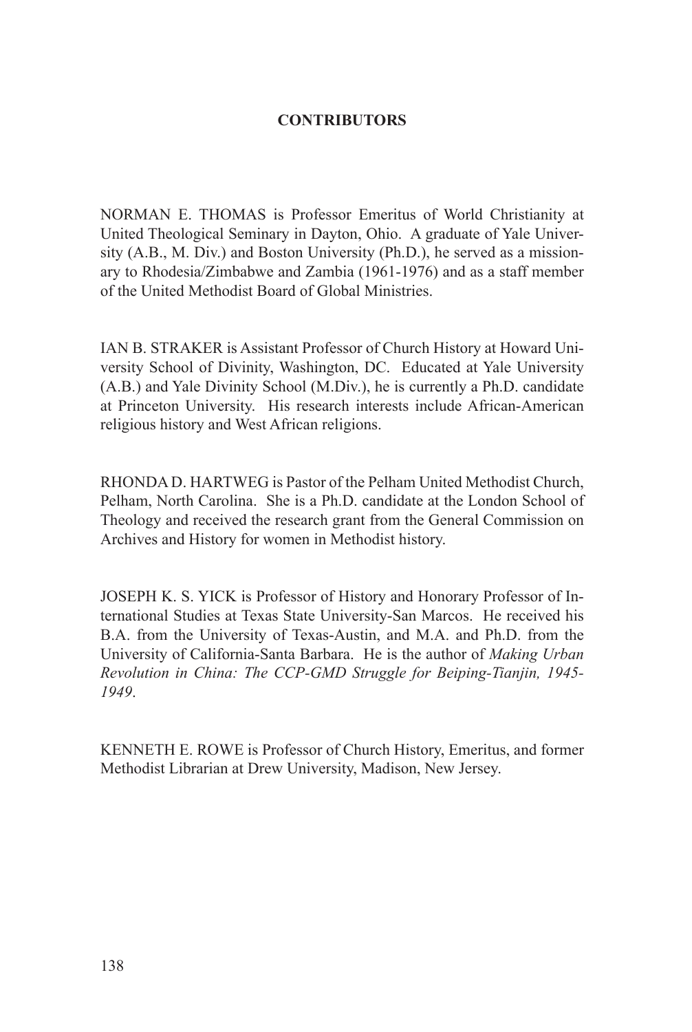## CONTRIBUTORS

NORMAN E. THOMAS is Professor Emeritus of World Christianity at United Theological Seminary in Dayton, Ohio. A graduate of Yale University (A.B., M. Div.) and Boston University (Ph.D.), he served as a missionary to Rhodesia/Zimbabwe and Zambia (1961-1976) and as a staff member of the United Methodist Board of Global Ministries.

IAN B. STRAKER is Assistant Professor of Church History at Howard University School of Divinity, Washington, DC. Educated at Yale University (A.B.) and Yale Divinity School (M.Div.), he is currently a Ph.D. candidate at Princeton University. His research interests include African-American religious history and West African religions.

RHONDA D. HARTWEG is Pastor of the Pelham United Methodist Church, Pelham, North Carolina. She is a Ph.D. candidate at the London School of Theology and received the research grant from the General Commission on Archives and History for women in Methodist history.

JOSEPH K. S. YICK is Professor of History and Honorary Professor of International Studies at Texas State University-San Marcos. He received his B.A. from the University of Texas-Austin, and M.A. and Ph.D. from the University of California-Santa Barbara. He is the author of *Making Urban Revolution in China: The CCP-GMD Struggle for Beiping-Tianjin, 1945-1949*.

KENNETH E. ROWE is Professor of Church History, Emeritus, and former Methodist Librarian at Drew University, Madison, New Jersey.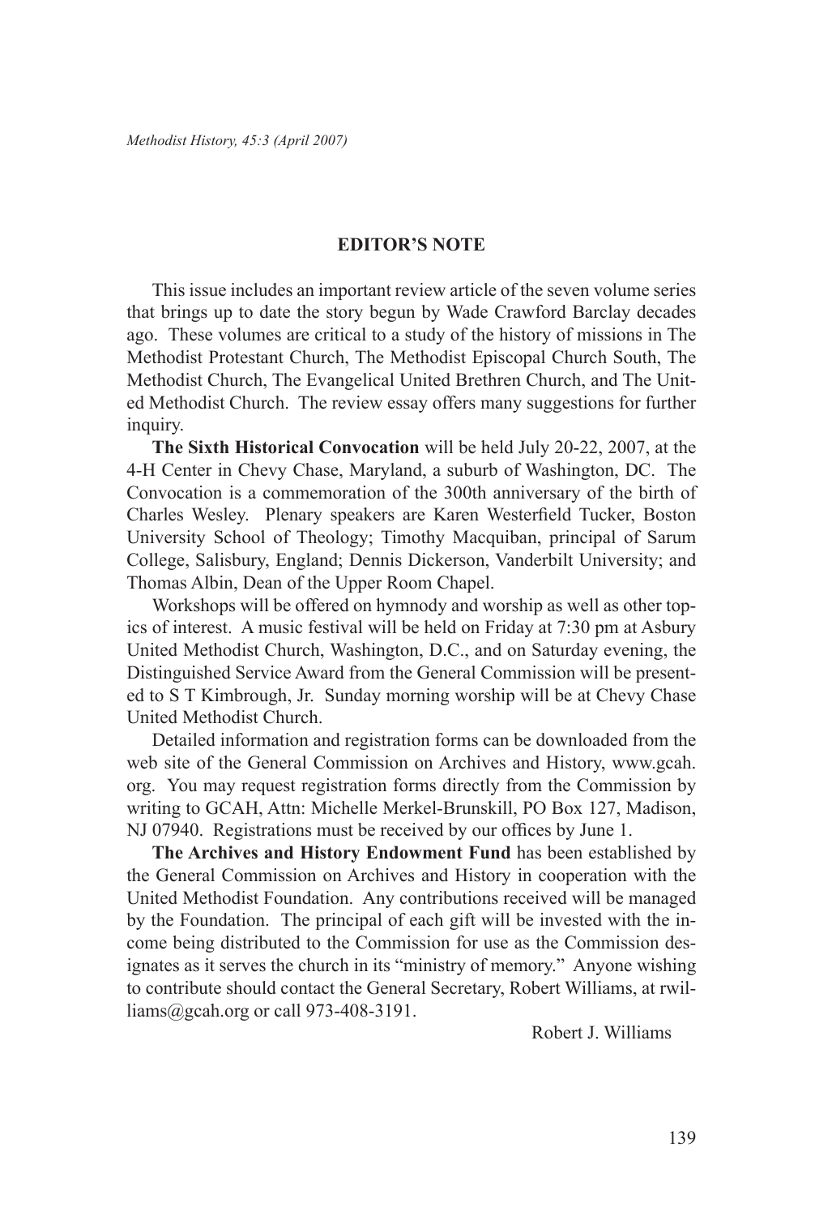## EDITOR'S NOTE

This issue includes an important review article of the seven volume series that brings up to date the story begun by Wade Crawford Barclay decades ago. These volumes are critical to a study of the history of missions in The Methodist Protestant Church, The Methodist Episcopal Church South, The Methodist Church, The Evangelical United Brethren Church, and The United Methodist Church. The review essay offers many suggestions for further inquiry.

**The Sixth Historical Convocation** will be held July 20-22, 2007, at the 4-H Center in Chevy Chase, Maryland, a suburb of Washington, DC. The Convocation is a commemoration of the 300th anniversary of the birth of Charles Wesley. Plenary speakers are Karen Westerfield Tucker, Boston University School of Theology; Timothy Macquiban, principal of Sarum College, Salisbury, England; Dennis Dickerson, Vanderbilt University; and Thomas Albin, Dean of the Upper Room Chapel.

Workshops will be offered on hymnody and worship as well as other topics of interest. A music festival will be held on Friday at 7:30 pm at Asbury United Methodist Church, Washington, D.C., and on Saturday evening, the Distinguished Service Award from the General Commission will be presented to S T Kimbrough, Jr. Sunday morning worship will be at Chevy Chase United Methodist Church.

Detailed information and registration forms can be downloaded from the web site of the General Commission on Archives and History, www.gcah.org. You may request registration forms directly from the Commission by writing to GCAH, Attn: Michelle Merkel-Brunskill, PO Box 127, Madison, NJ 07940. Registrations must be received by our offices by June 1.

**The Archives and History Endowment Fund** has been established by the General Commission on Archives and History in cooperation with the United Methodist Foundation. Any contributions received will be managed by the Foundation. The principal of each gift will be invested with the income being distributed to the Commission for use as the Commission designates as it serves the church in its "ministry of memory." Anyone wishing to contribute should contact the General Secretary, Robert Williams, at rwilliams@gcah.org or call 973-408-3191.

Robert J. Williams